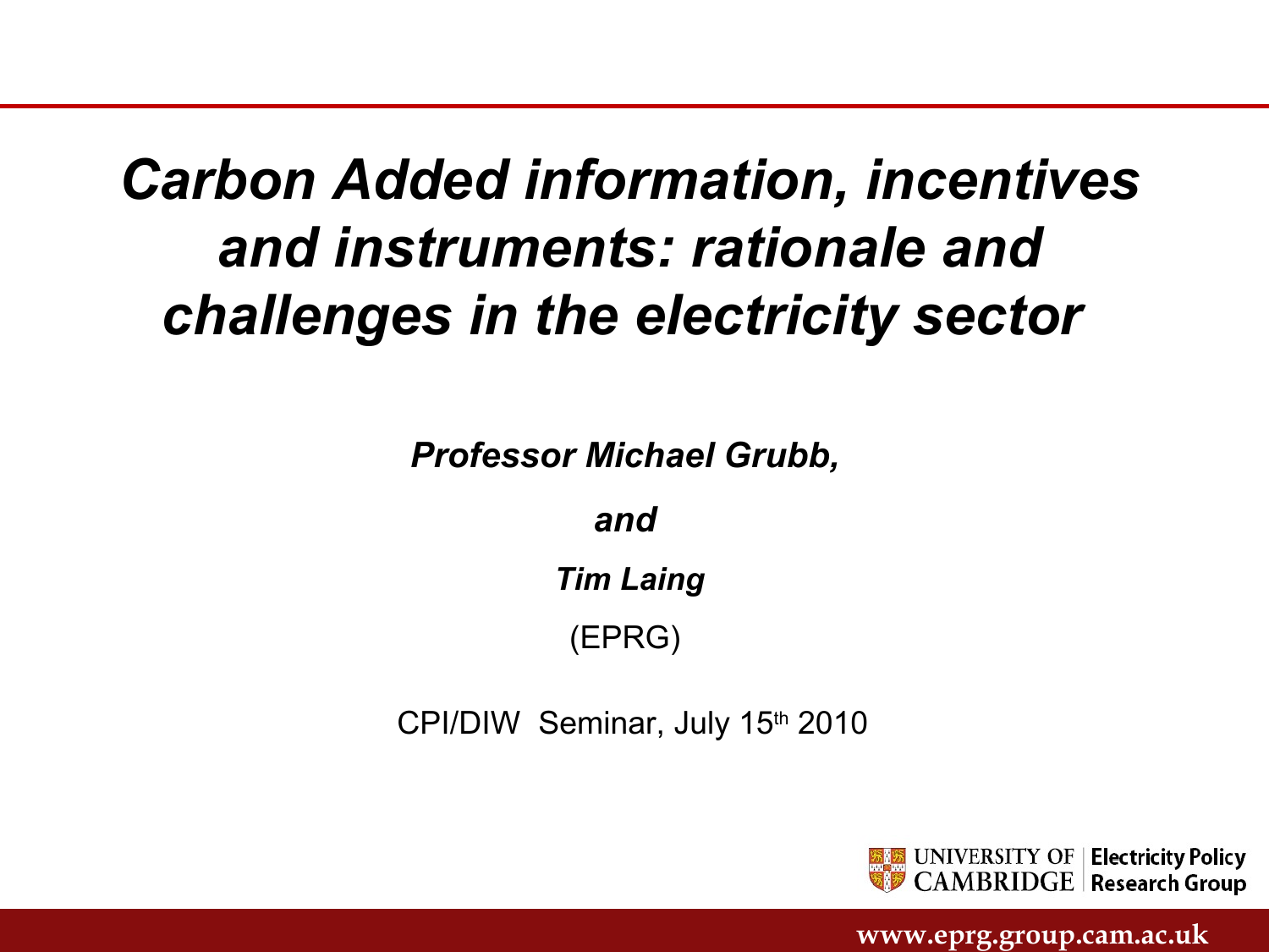# *Carbon Added information, incentives and instruments: rationale and challenges in the electricity sector*

***Professor Michael Grubb,***

***and***

***Tim Laing***

(EPRG)

CPI/DIW Seminar, July 15th 2010

UNIVERSITY OF CAMBRIDGE | Electricity Policy Research Group

www.eprg.group.cam.ac.uk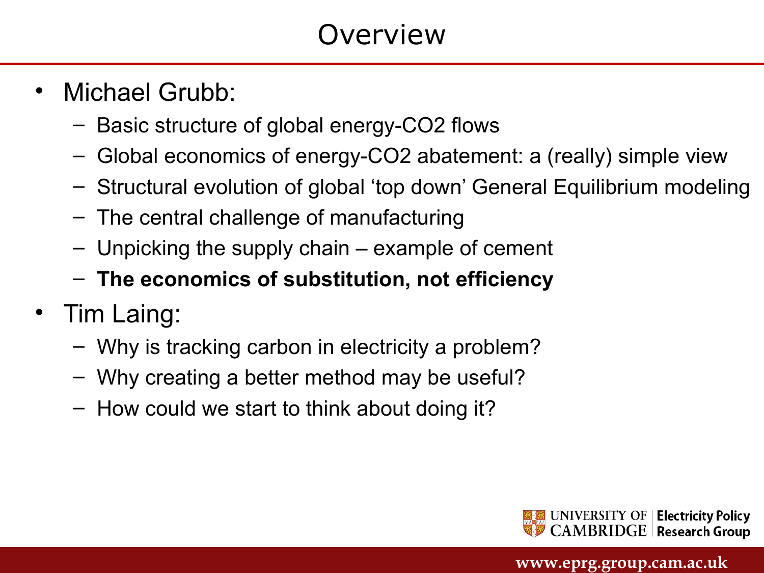# Overview

- Michael Grubb:
  - Basic structure of global energy-$CO_2$ flows
  - Global economics of energy-$CO_2$ abatement: a (really) simple view
  - Structural evolution of global 'top down' General Equilibrium modeling
  - The central challenge of manufacturing
  - Unpicking the supply chain – example of cement
  - **The economics of substitution, not efficiency**
- Tim Laing:
  - Why is tracking carbon in electricity a problem?
  - Why creating a better method may be useful?
  - How could we start to think about doing it?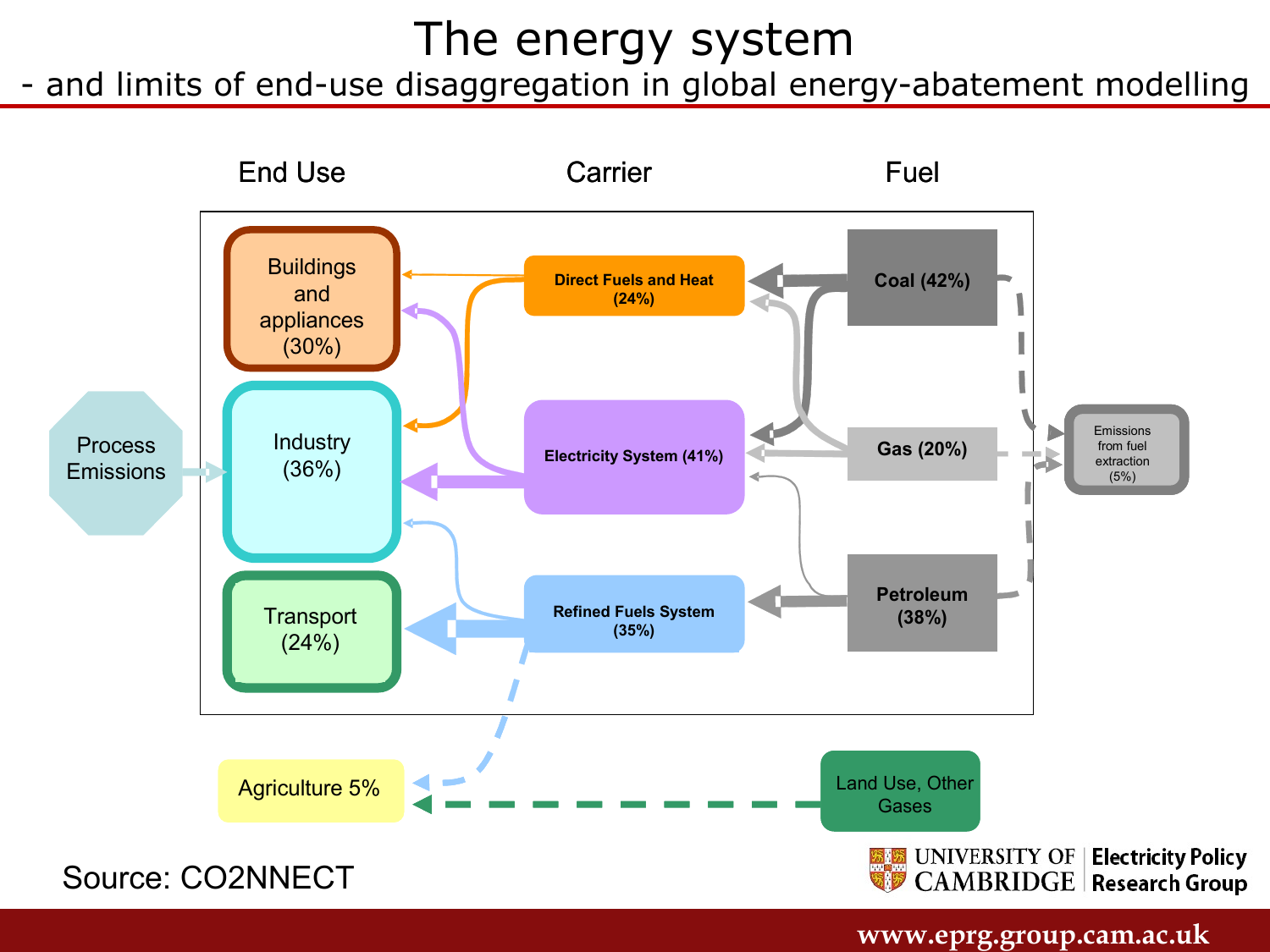# The energy system

## - and limits of end-use disaggregation in global energy-abatement modelling

End Use | Carrier | Fuel

- Buildings and appliances (30%)
- Industry (36%)
- Transport (24%)
- Process Emissions
- Direct Fuels and Heat (24%)
- Electricity System (41%)
- Refined Fuels System (35%)
- Coal (42%)
- Gas (20%)
- Petroleum (38%)
- Emissions from fuel extraction (5%)
- Agriculture 5%
- Land Use, Other Gases

Source: CO2NNECT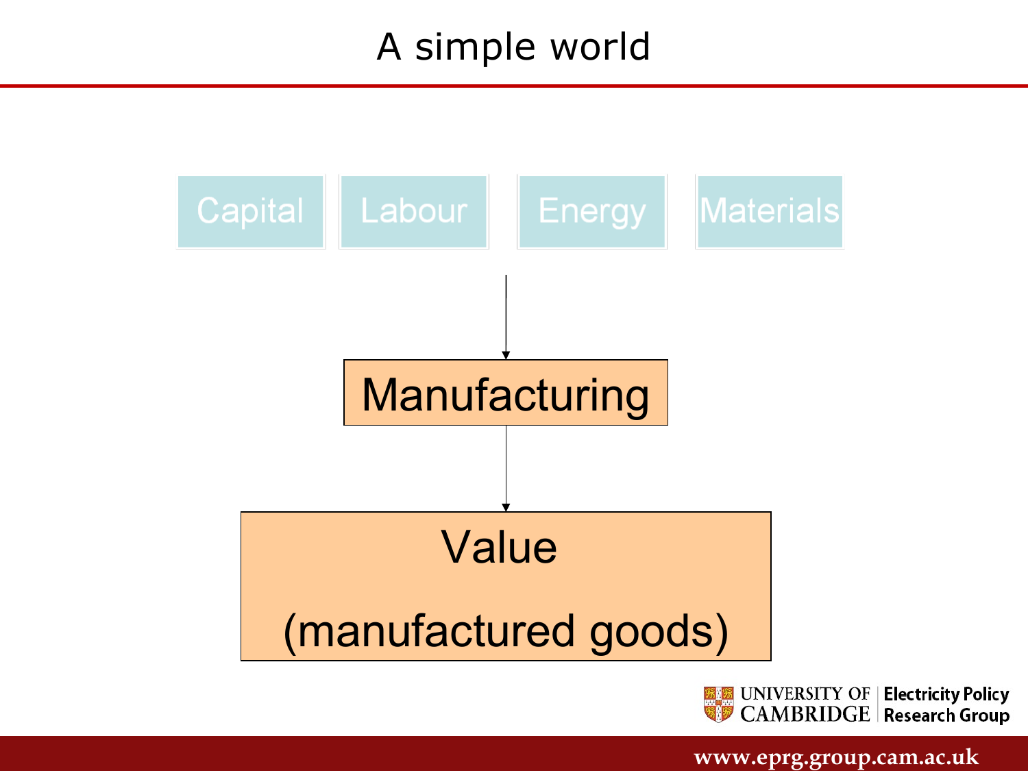# A simple world

Capital | Labour | Energy | Materials

↓

Manufacturing

↓

Value

(manufactured goods)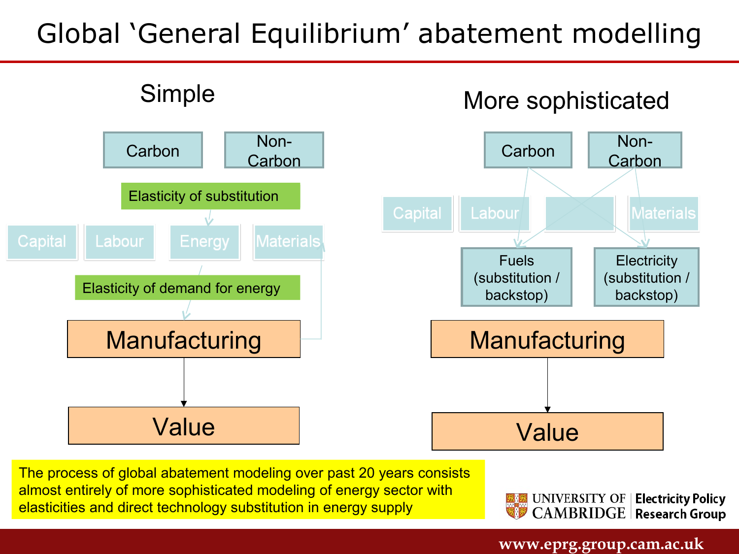# Global 'General Equilibrium' abatement modelling

## Simple

Carbon | Non-Carbon

Elasticity of substitution

Capital | Labour | Energy | Materials

Elasticity of demand for energy

Manufacturing

Value

## More sophisticated

Carbon | Non-Carbon

Capital | Labour | Materials

Fuels (substitution / backstop) | Electricity (substitution / backstop)

Manufacturing

Value

The process of global abatement modeling over past 20 years consists almost entirely of more sophisticated modeling of energy sector with elasticities and direct technology substitution in energy supply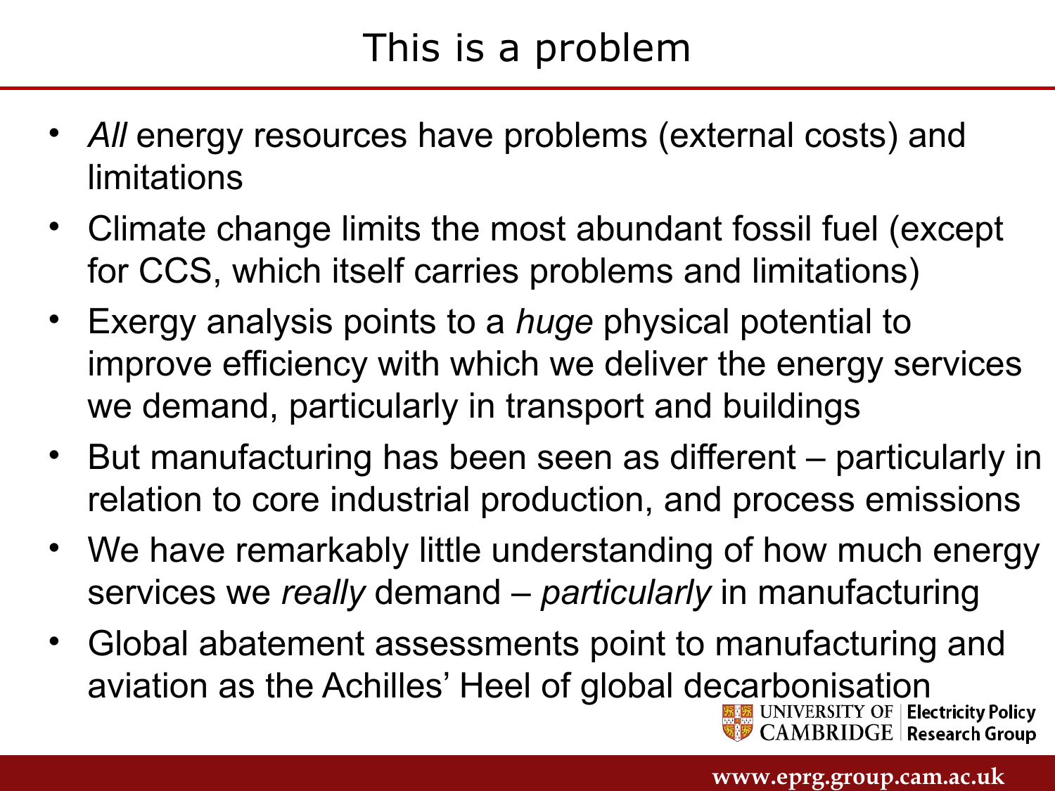# This is a problem

- *All* energy resources have problems (external costs) and limitations
- Climate change limits the most abundant fossil fuel (except for CCS, which itself carries problems and limitations)
- Exergy analysis points to a *huge* physical potential to improve efficiency with which we deliver the energy services we demand, particularly in transport and buildings
- But manufacturing has been seen as different – particularly in relation to core industrial production, and process emissions
- We have remarkably little understanding of how much energy services we *really* demand – *particularly* in manufacturing
- Global abatement assessments point to manufacturing and aviation as the Achilles' Heel of global decarbonisation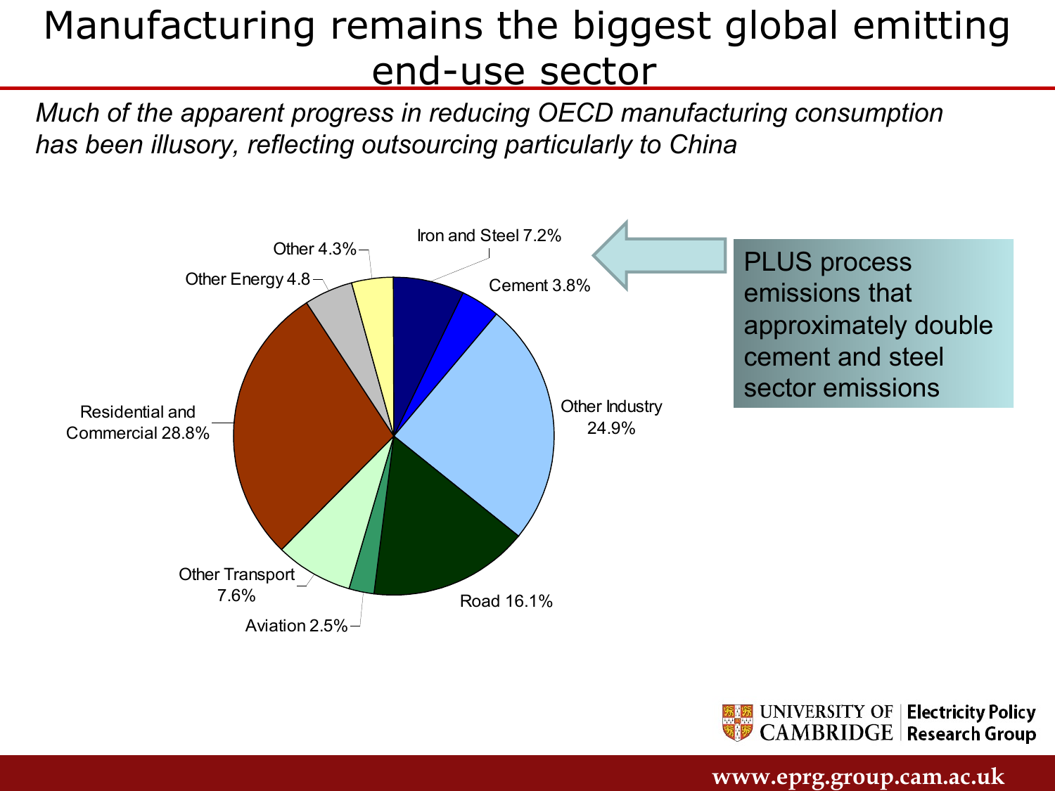# Manufacturing remains the biggest global emitting end-use sector

*Much of the apparent progress in reducing OECD manufacturing consumption has been illusory, reflecting outsourcing particularly to China*

Iron and Steel 7.2%

Cement 3.8%

Other Industry 24.9%

Road 16.1%

Aviation 2.5%

Other Transport 7.6%

Residential and Commercial 28.8%

Other Energy 4.8

Other 4.3%

PLUS process emissions that approximately double cement and steel sector emissions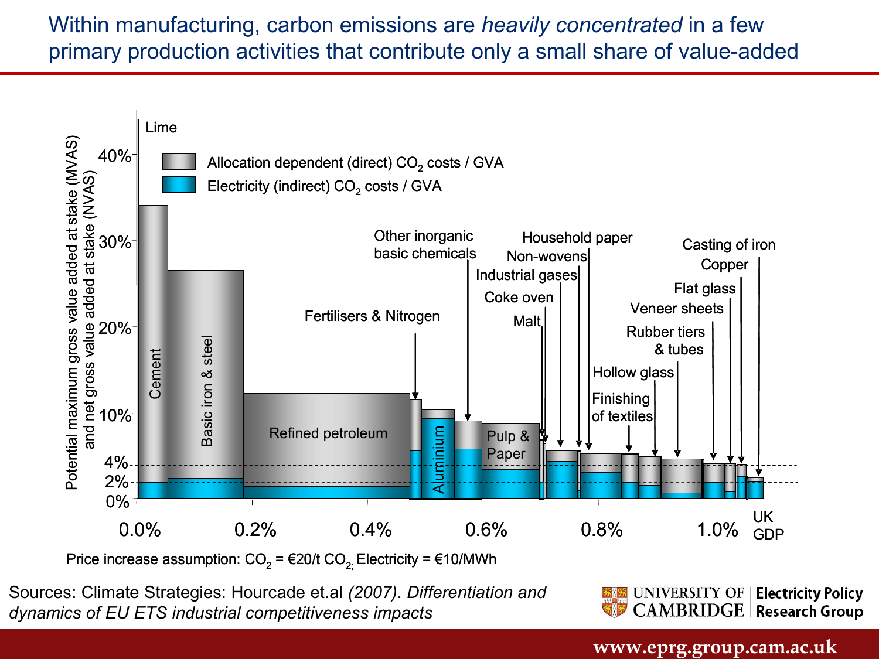# Within manufacturing, carbon emissions are *heavily concentrated* in a few primary production activities that contribute only a small share of value-added

Potential maximum gross value added at stake (MVAS) and net gross value added at stake (NVAS)

- Allocation dependent (direct) $CO_2$ costs / GVA
- Electricity (indirect) $CO_2$ costs / GVA

Lime, Cement, Basic iron & steel, Refined petroleum, Fertilisers & Nitrogen, Aluminium, Other inorganic basic chemicals, Pulp & Paper, Malt, Coke oven, Industrial gases, Non-wovens, Household paper, Finishing of textiles, Hollow glass, Rubber tiers & tubes, Veneer sheets, Flat glass, Copper, Casting of iron

0.0% 0.2% 0.4% 0.6% 0.8% 1.0% UK GDP

Price increase assumption: $CO_2$ = €20/t $CO_2$; Electricity = €10/MWh

Sources: Climate Strategies: Hourcade et.al *(2007)*. *Differentiation and dynamics of EU ETS industrial competitiveness impacts*

UNIVERSITY OF CAMBRIDGE | Electricity Policy Research Group

www.eprg.group.cam.ac.uk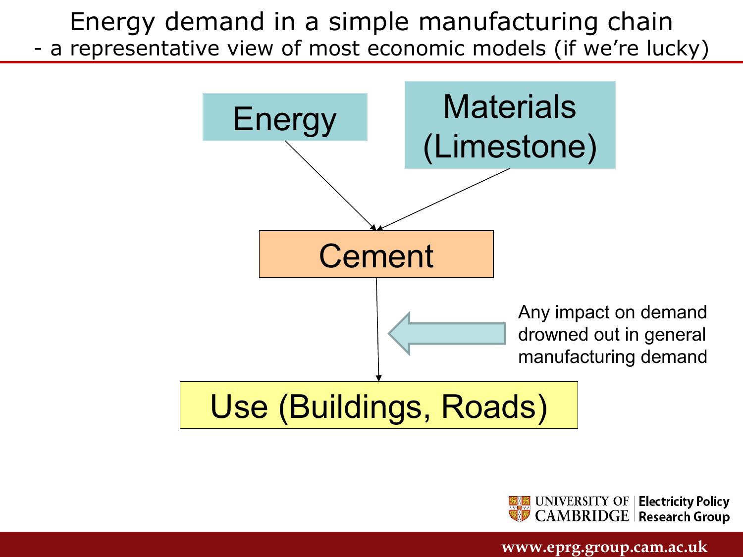# Energy demand in a simple manufacturing chain

## - a representative view of most economic models (if we're lucky)

Energy

Materials (Limestone)

Cement

Any impact on demand drowned out in general manufacturing demand

Use (Buildings, Roads)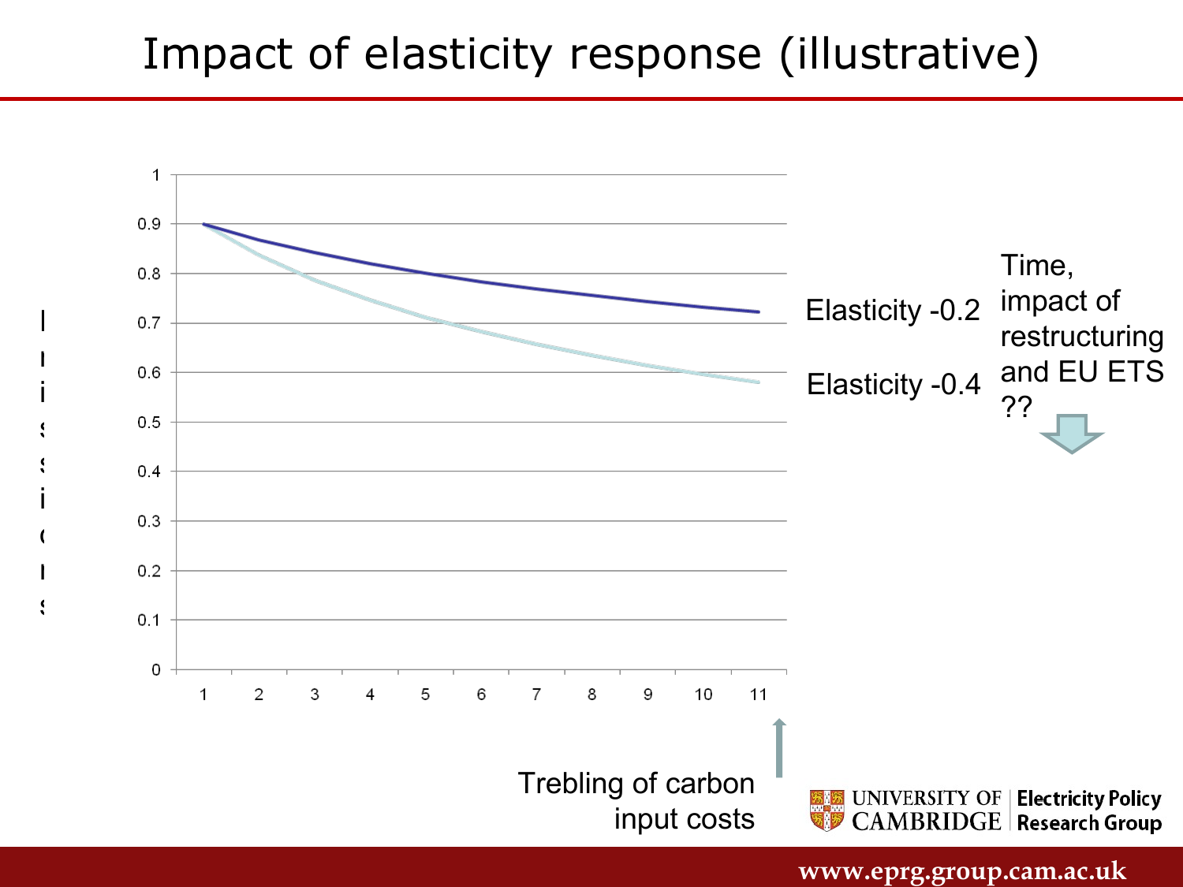# Impact of elasticity response (illustrative)

Emissions

| | 1 | 2 | 3 | 4 | 5 | 6 | 7 | 8 | 9 | 10 | 11 |
|---|---|---|---|---|---|---|---|---|---|---|---|

Elasticity -0.2

Elasticity -0.4

Time, impact of restructuring and EU ETS ??

Trebling of carbon input costs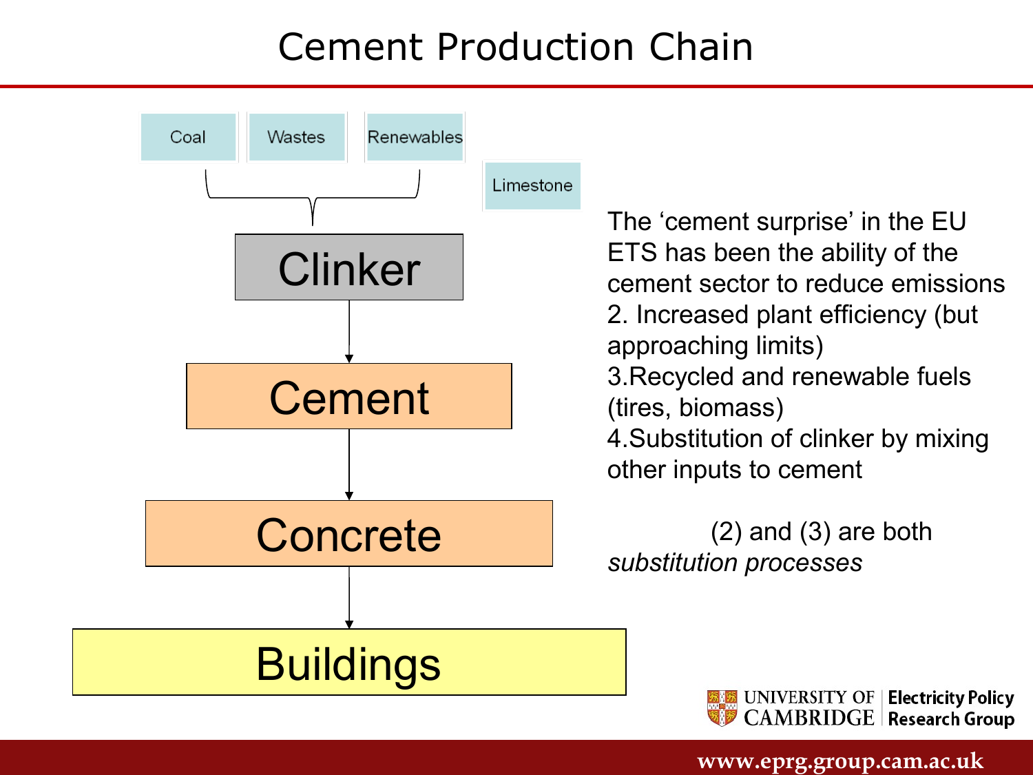# Cement Production Chain

Coal | Wastes | Renewables

Limestone

Clinker

Cement

Concrete

Buildings

The 'cement surprise' in the EU ETS has been the ability of the cement sector to reduce emissions
2. Increased plant efficiency (but approaching limits)
3.Recycled and renewable fuels (tires, biomass)
4.Substitution of clinker by mixing other inputs to cement

(2) and (3) are both *substitution processes*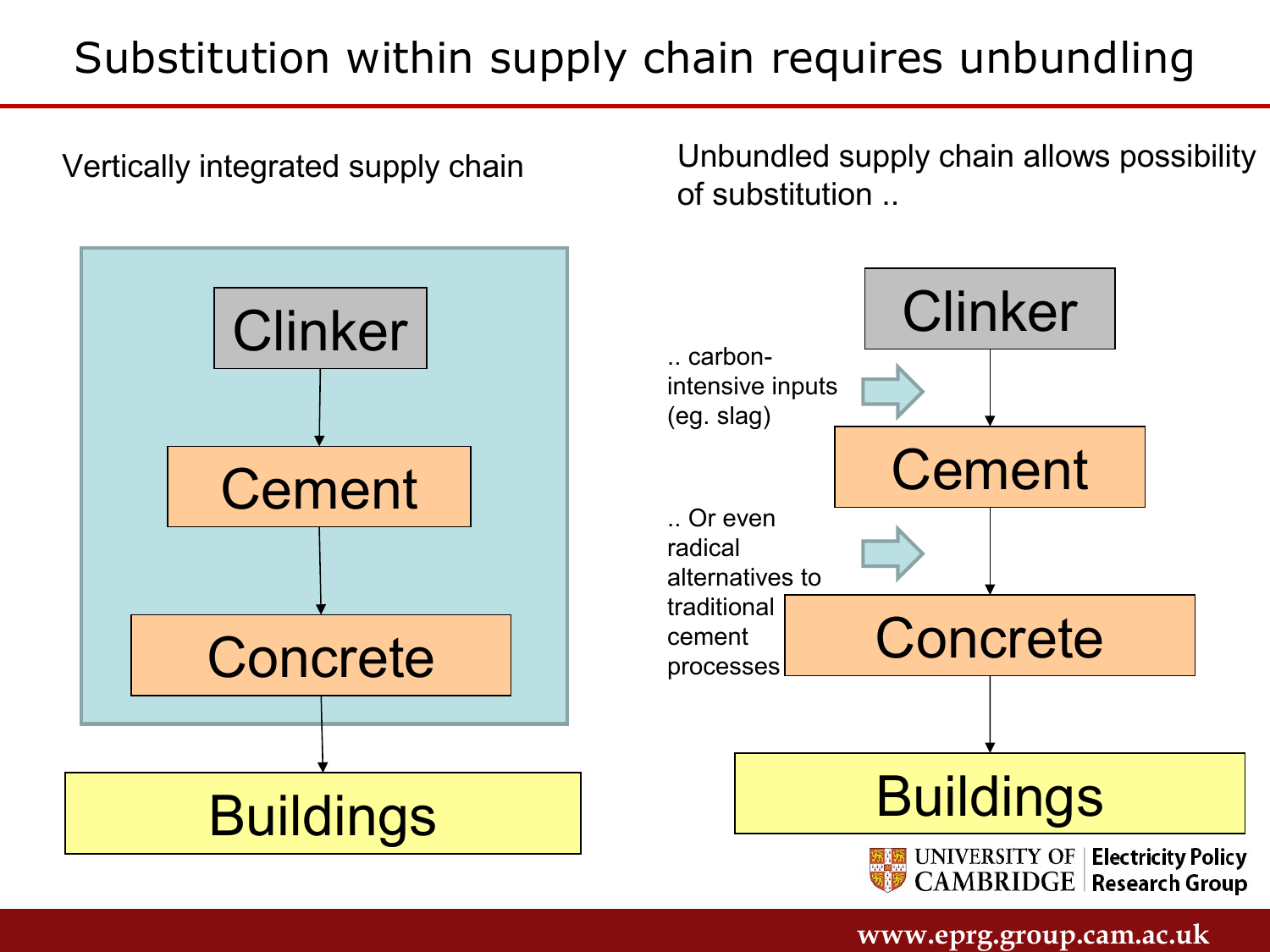# Substitution within supply chain requires unbundling

Vertically integrated supply chain

Clinker → Cement → Concrete → Buildings

Unbundled supply chain allows possibility of substitution ..

Clinker → Cement → Concrete → Buildings

.. carbon-intensive inputs (eg. slag)

.. Or even radical alternatives to traditional cement processes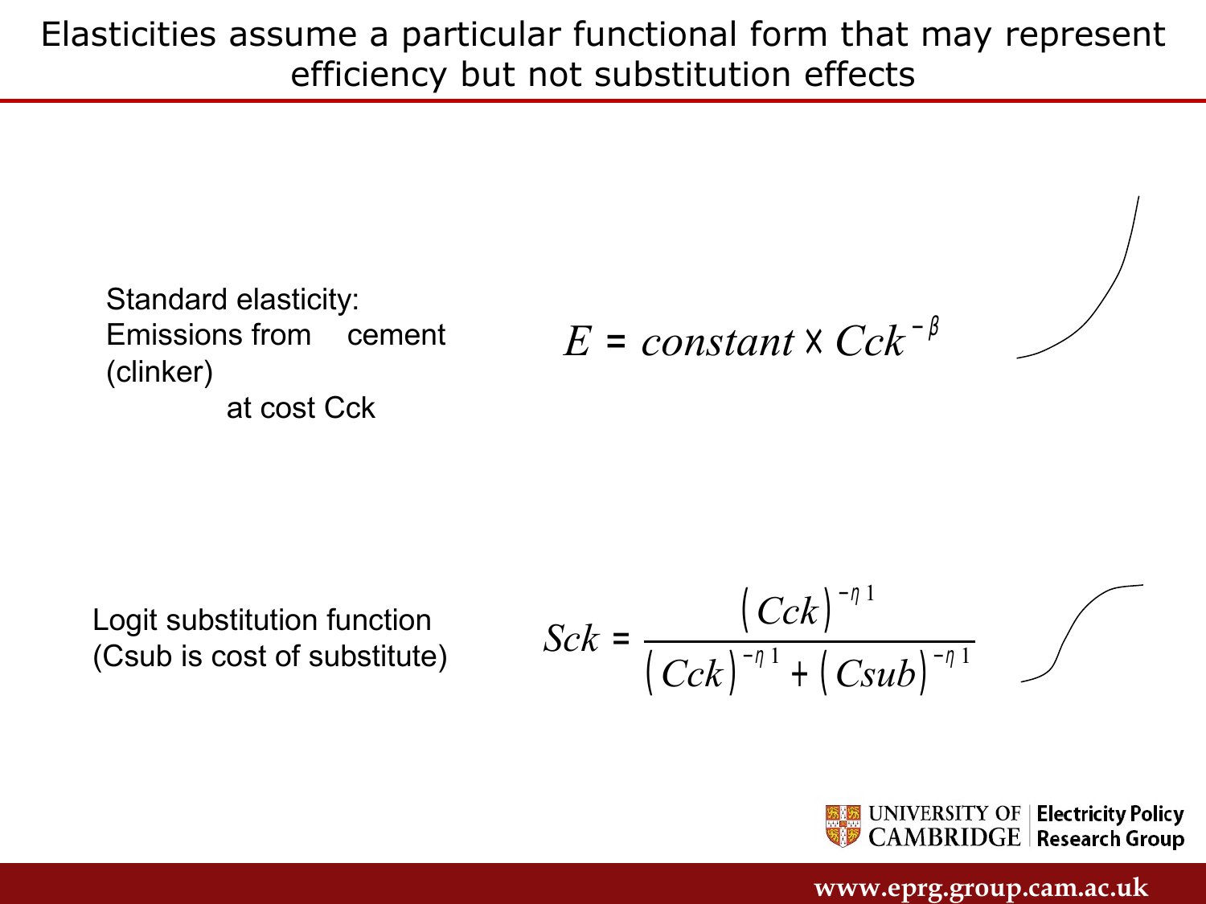# Elasticities assume a particular functional form that may represent efficiency but not substitution effects

Standard elasticity:
Emissions from cement (clinker)
at cost Cck

$$E = constant \times Cck^{-\beta}$$

Logit substitution function
(Csub is cost of substitute)

$$Sck = \frac{(Cck)^{-\eta 1}}{(Cck)^{-\eta 1} + (Csub)^{-\eta 1}}$$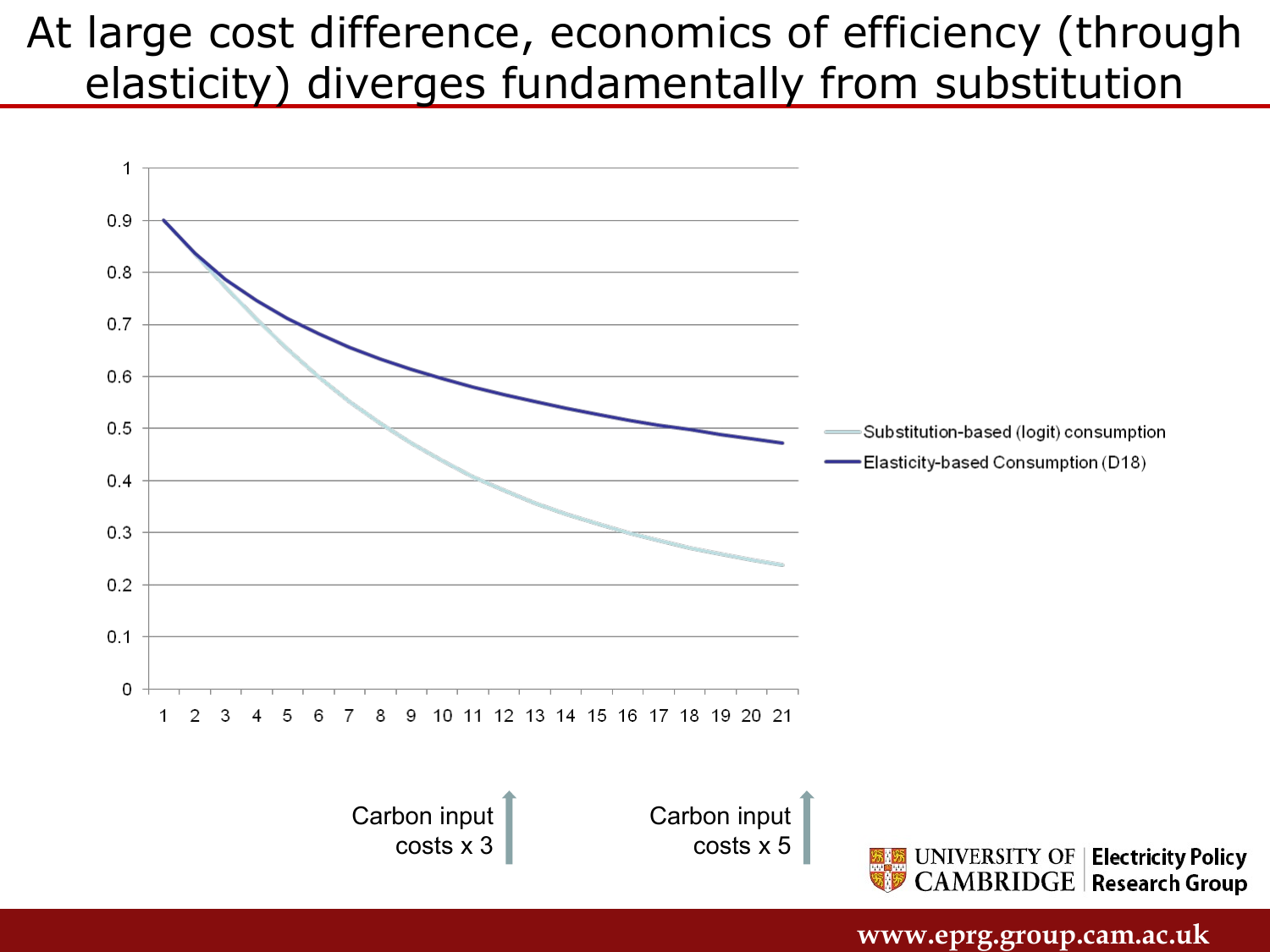# At large cost difference, economics of efficiency (through elasticity) diverges fundamentally from substitution

Substitution-based (logit) consumption

Elasticity-based Consumption (D18)

Carbon input costs x 3

Carbon input costs x 5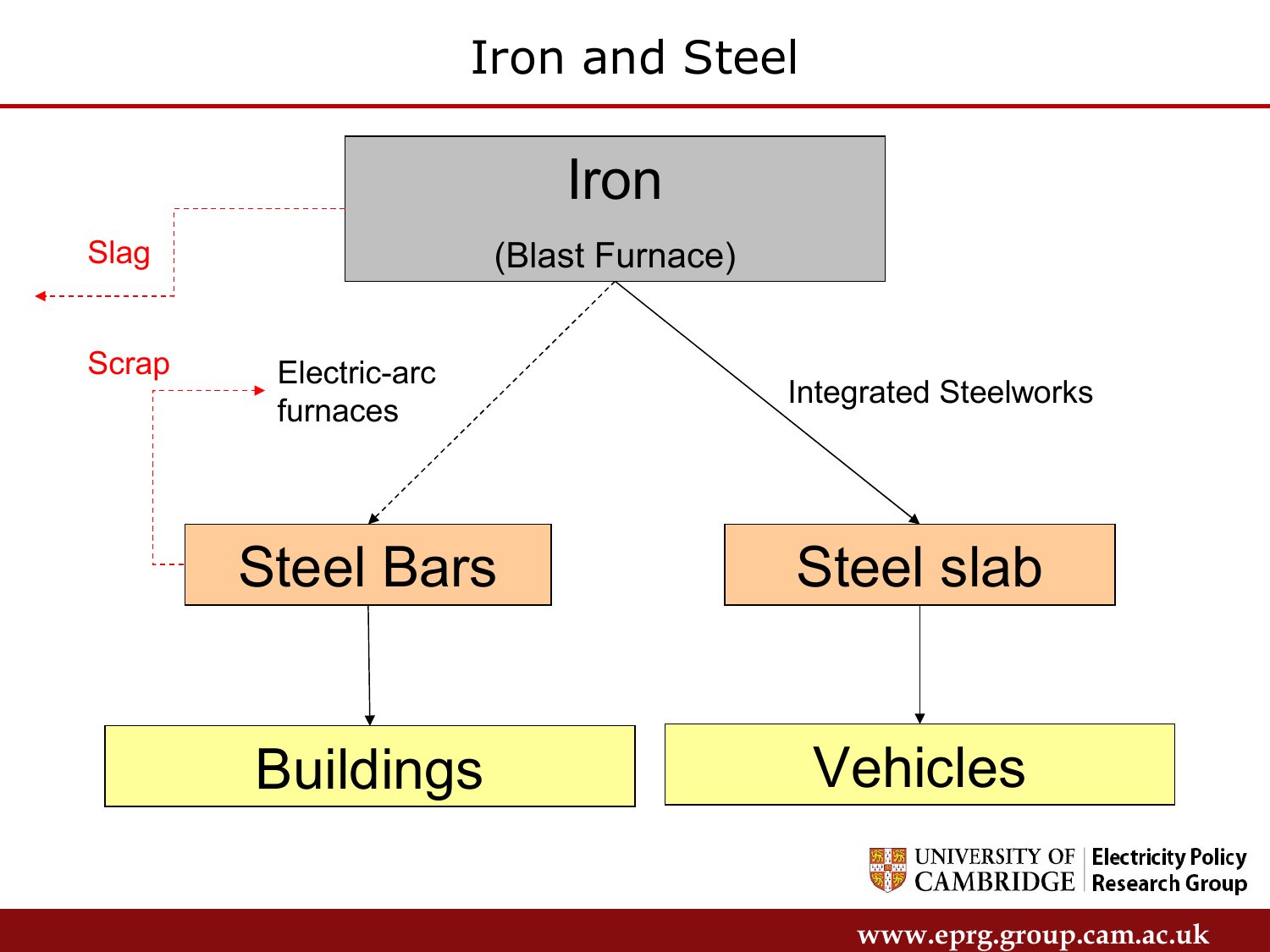# Iron and Steel

Iron

(Blast Furnace)

Slag

Scrap

Electric-arc furnaces

Integrated Steelworks

Steel Bars

Steel slab

Buildings

Vehicles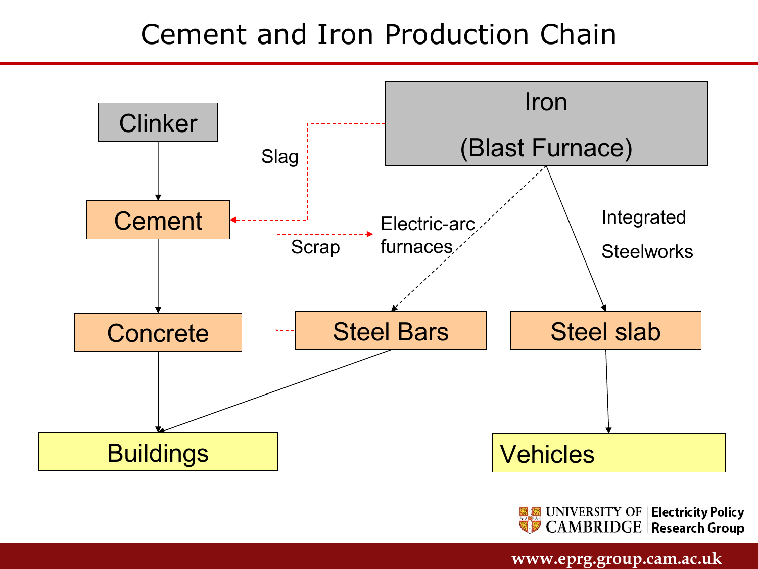# Cement and Iron Production Chain

Clinker → Cement → Concrete → Buildings

Iron (Blast Furnace) → Slag → Cement

Iron (Blast Furnace) → Electric-arc furnaces → Steel Bars → Buildings

Steel Bars → Scrap → Electric-arc furnaces

Iron (Blast Furnace) → Integrated Steelworks → Steel slab → Vehicles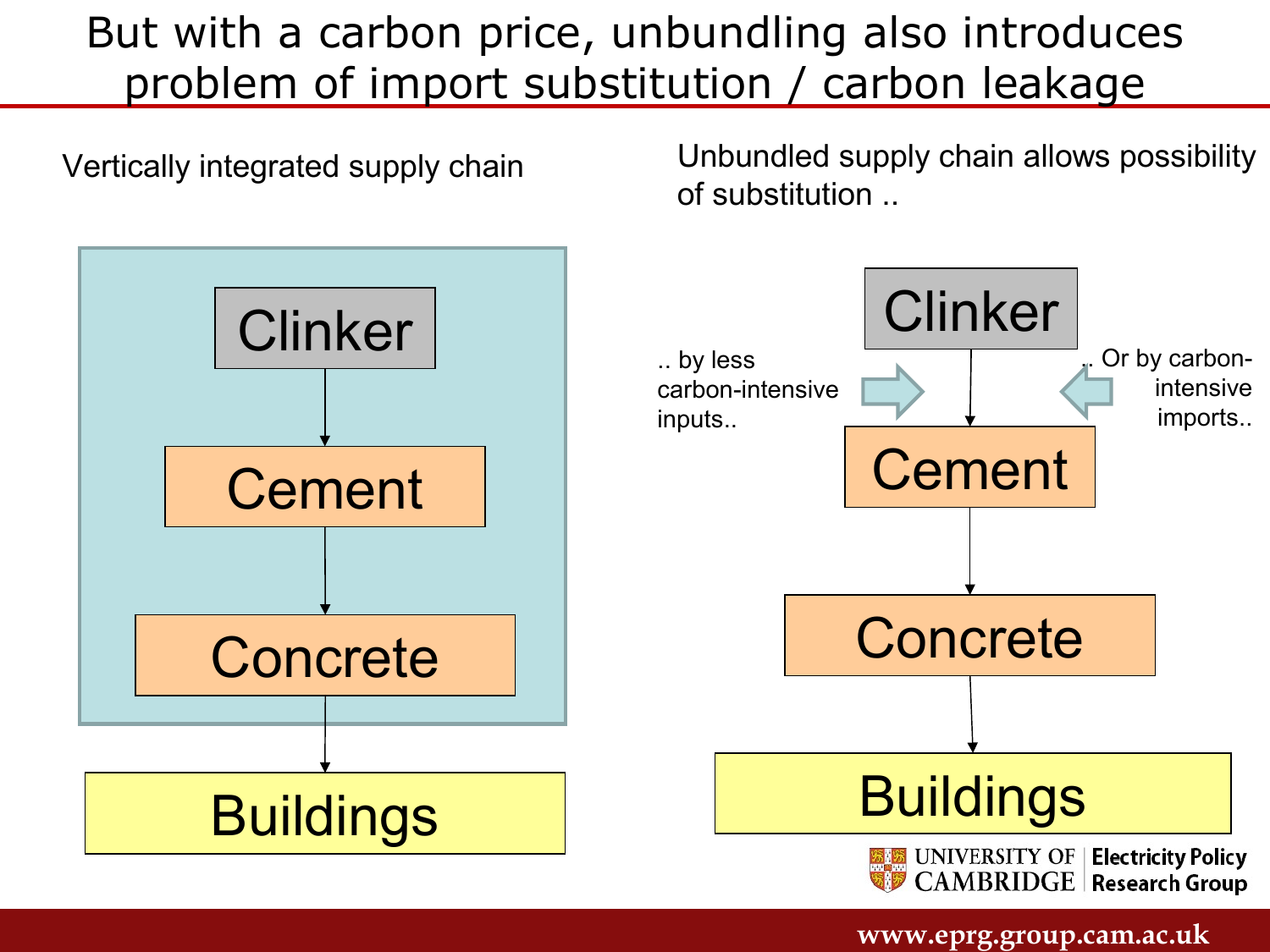# But with a carbon price, unbundling also introduces problem of import substitution / carbon leakage

Vertically integrated supply chain

Clinker

Cement

Concrete

Buildings

Unbundled supply chain allows possibility of substitution ..

.. by less carbon-intensive inputs..

.. Or by carbon-intensive imports..

Clinker

Cement

Concrete

Buildings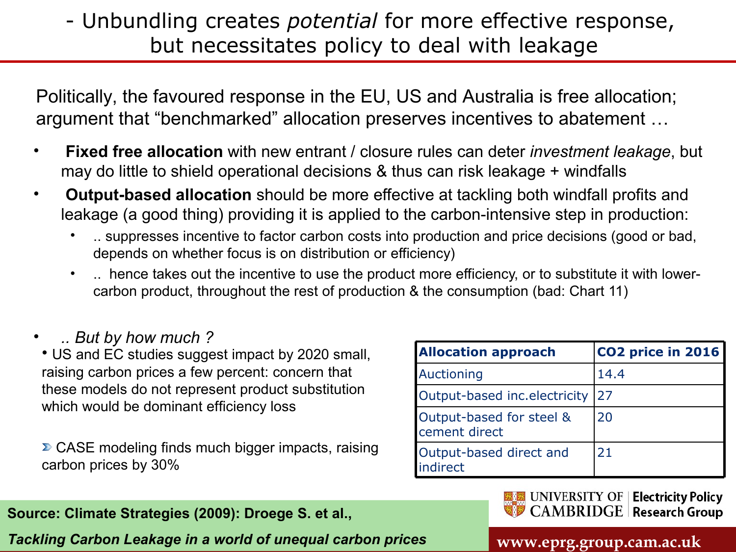# - Unbundling creates *potential* for more effective response, but necessitates policy to deal with leakage

Politically, the favoured response in the EU, US and Australia is free allocation; argument that "benchmarked" allocation preserves incentives to abatement …

- **Fixed free allocation** with new entrant / closure rules can deter *investment leakage*, but may do little to shield operational decisions & thus can risk leakage + windfalls
- **Output-based allocation** should be more effective at tackling both windfall profits and leakage (a good thing) providing it is applied to the carbon-intensive step in production:
  - .. suppresses incentive to factor carbon costs into production and price decisions (good or bad, depends on whether focus is on distribution or efficiency)
  - .. hence takes out the incentive to use the product more efficiency, or to substitute it with lower-carbon product, throughout the rest of production & the consumption (bad: Chart 11)
- *.. But by how much ?*
  - US and EC studies suggest impact by 2020 small, raising carbon prices a few percent: concern that these models do not represent product substitution which would be dominant efficiency loss
  - CASE modeling finds much bigger impacts, raising carbon prices by 30%

| Allocation approach | CO2 price in 2016 |
|---|---|
| Auctioning | 14.4 |
| Output-based inc.electricity | 27 |
| Output-based for steel & cement direct | 20 |
| Output-based direct and indirect | 21 |

**Source: Climate Strategies (2009): Droege S. et al.,**

***Tackling Carbon Leakage in a world of unequal carbon prices***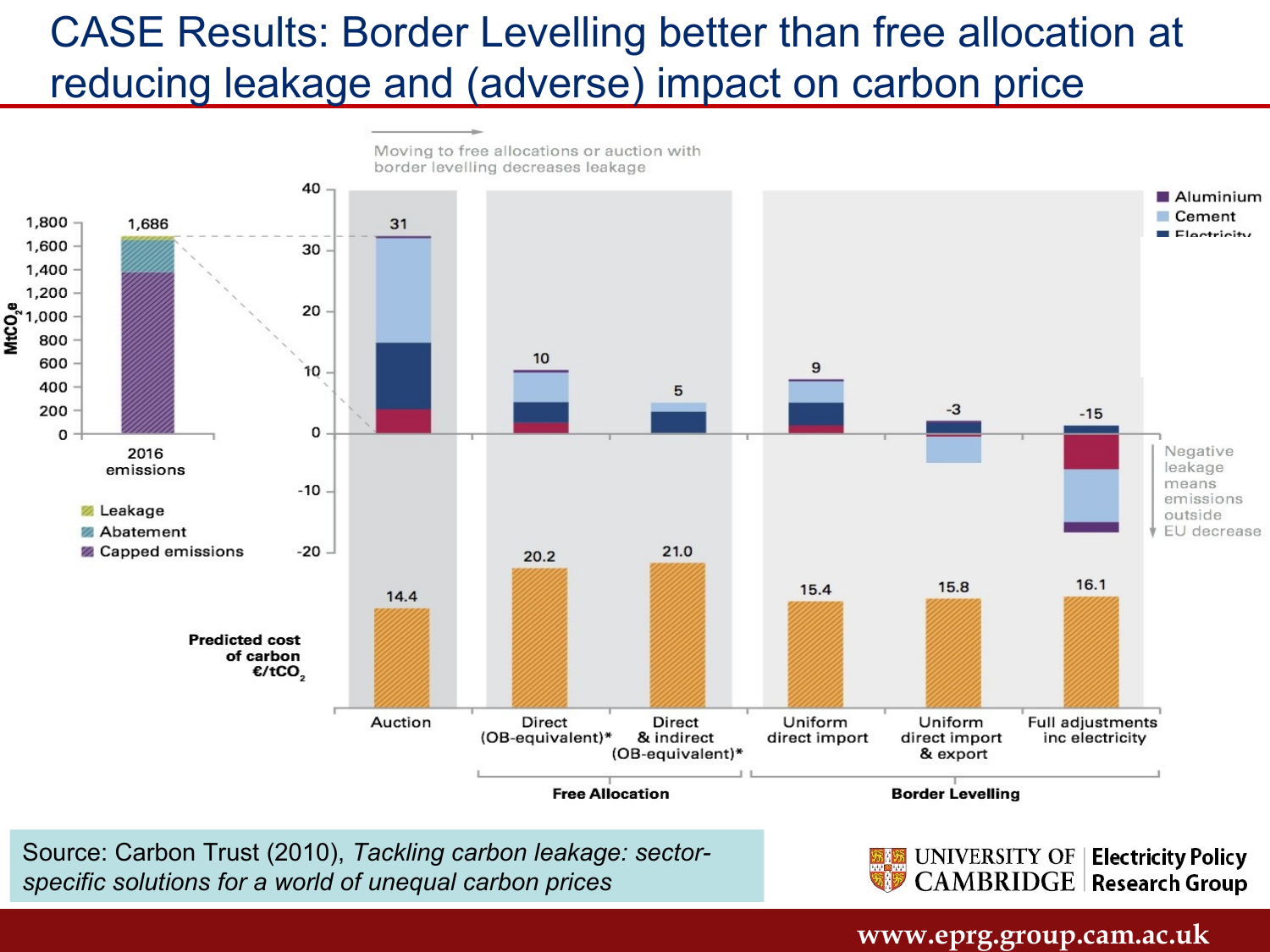# CASE Results: Border Levelling better than free allocation at reducing leakage and (adverse) impact on carbon price

Moving to free allocations or auction with border levelling decreases leakage

| | Auction | Direct (OB-equivalent)* | Direct & indirect (OB-equivalent)* | Uniform direct import | Uniform direct import & export | Full adjustments inc electricity |
|---|---|---|---|---|---|---|
| | | Free Allocation | | Border Levelling | | |
| Leakage (MtCO$_2$e) | 31 | 10 | 5 | 9 | -3 | -15 |
| Predicted cost of carbon €/tCO$_2$ | 14.4 | 20.2 | 21.0 | 15.4 | 15.8 | 16.1 |

2016 emissions: 1,686 MtCO$_2$e (Leakage, Abatement, Capped emissions)

Sectors: Aluminium, Cement, Electricity

Negative leakage means emissions outside EU decrease

Source: Carbon Trust (2010), *Tackling carbon leakage: sector-specific solutions for a world of unequal carbon prices*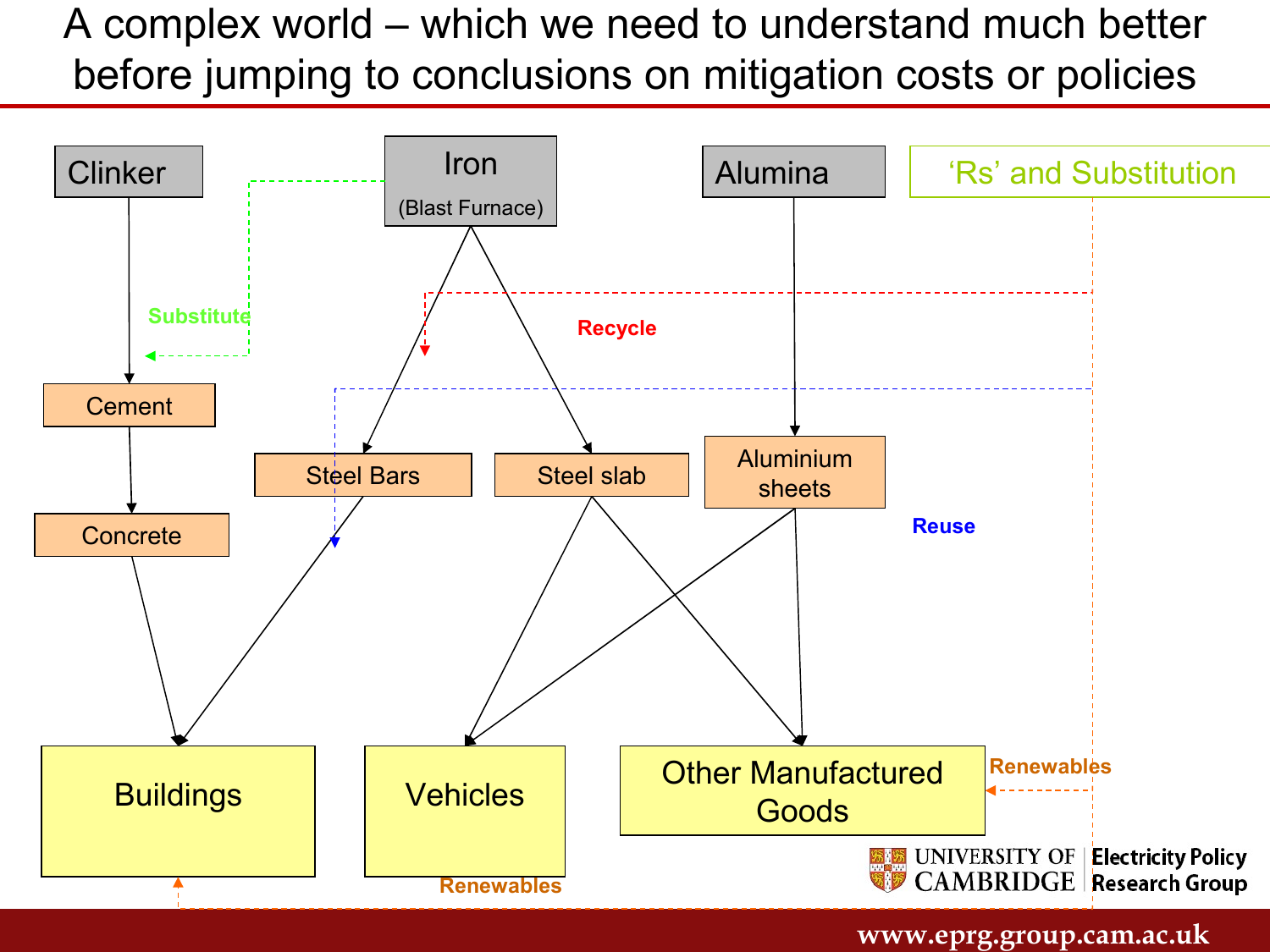# A complex world – which we need to understand much better before jumping to conclusions on mitigation costs or policies

Clinker

Iron (Blast Furnace)

Alumina

'Rs' and Substitution

Substitute

Recycle

Cement

Steel Bars

Steel slab

Aluminium sheets

Concrete

Reuse

Buildings

Vehicles

Other Manufactured Goods

Renewables

Renewables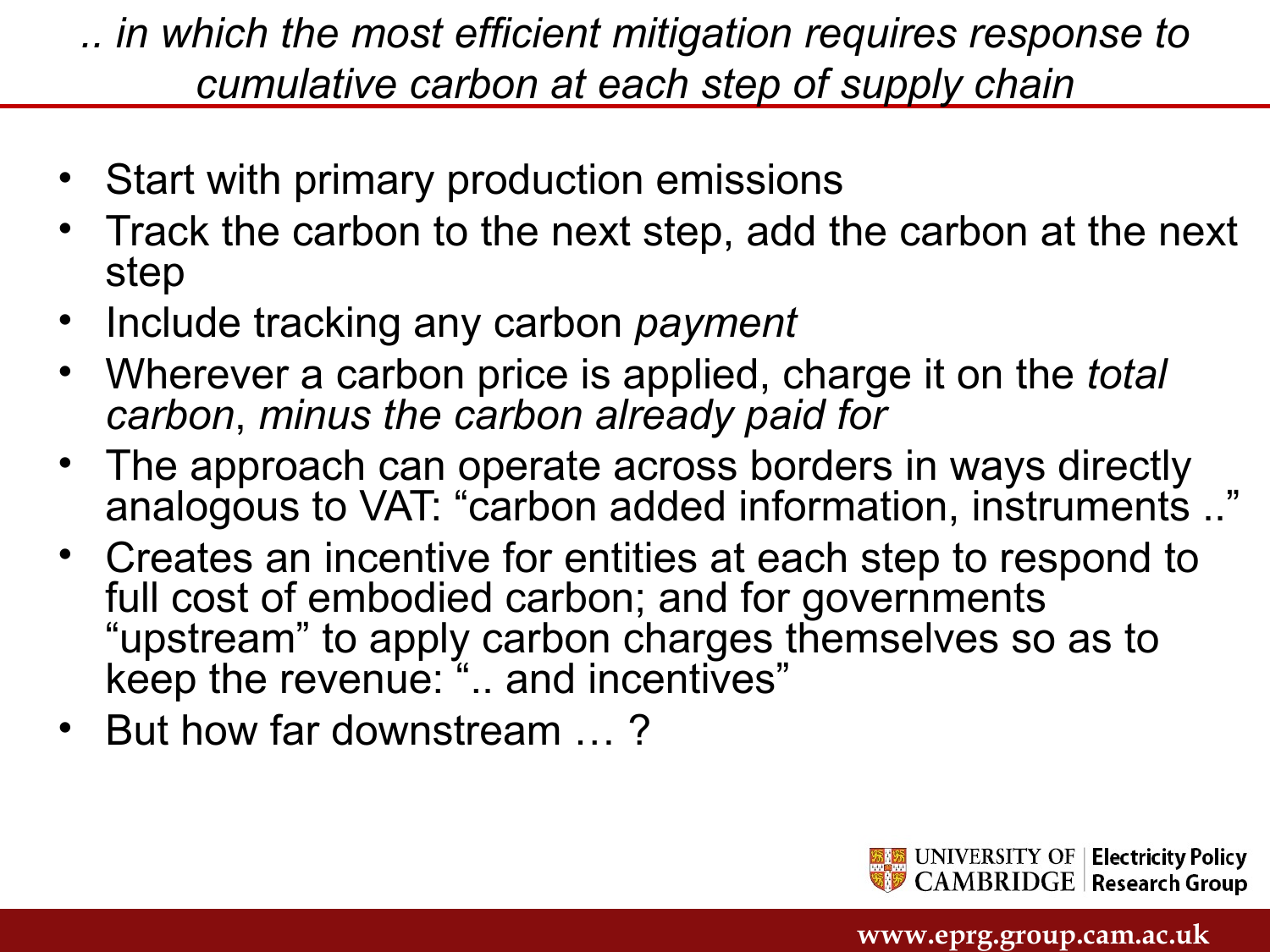## *.. in which the most efficient mitigation requires response to cumulative carbon at each step of supply chain*

- Start with primary production emissions
- Track the carbon to the next step, add the carbon at the next step
- Include tracking any carbon *payment*
- Wherever a carbon price is applied, charge it on the *total carbon*, *minus the carbon already paid for*
- The approach can operate across borders in ways directly analogous to VAT: "carbon added information, instruments .."
- Creates an incentive for entities at each step to respond to full cost of embodied carbon; and for governments "upstream" to apply carbon charges themselves so as to keep the revenue: ".. and incentives"
- But how far downstream … ?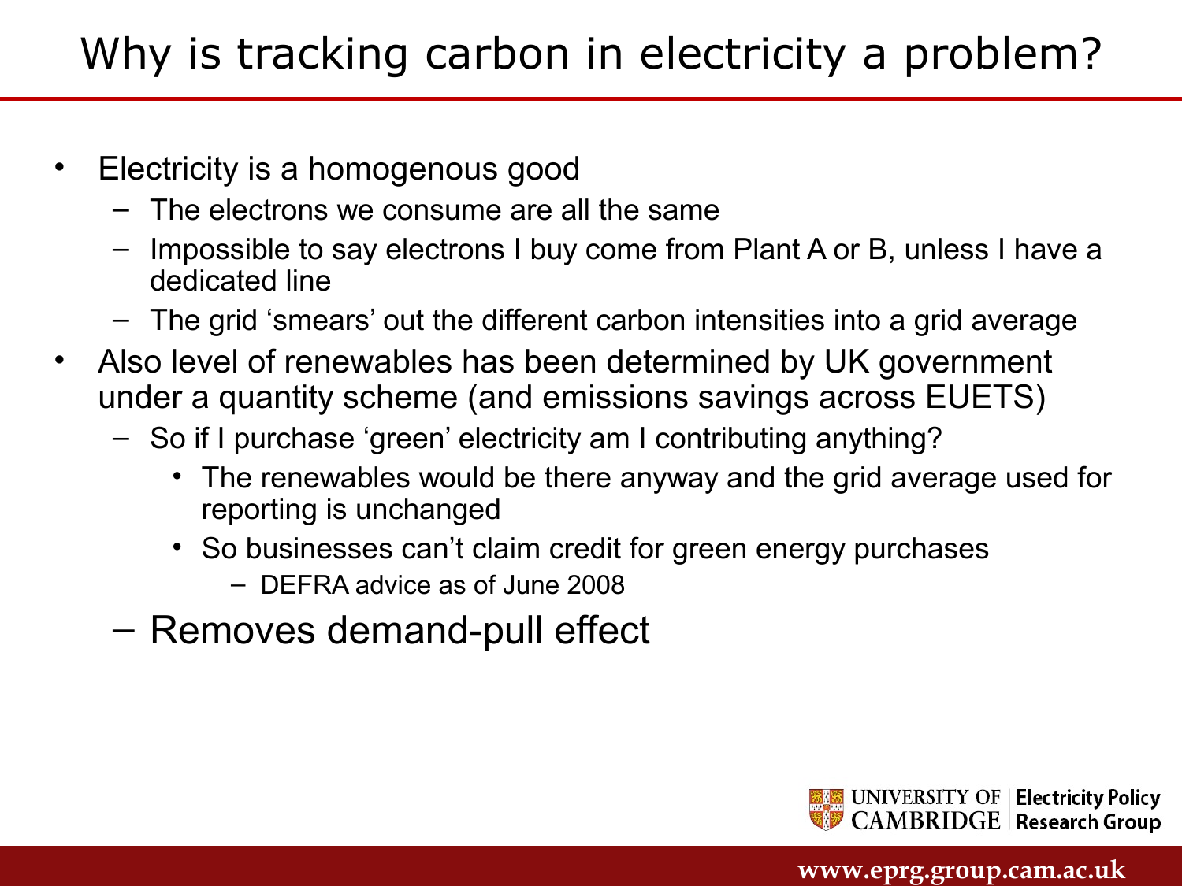# Why is tracking carbon in electricity a problem?

- Electricity is a homogenous good
  - The electrons we consume are all the same
  - Impossible to say electrons I buy come from Plant A or B, unless I have a dedicated line
  - The grid ‘smears’ out the different carbon intensities into a grid average
- Also level of renewables has been determined by UK government under a quantity scheme (and emissions savings across EUETS)
  - So if I purchase ‘green’ electricity am I contributing anything?
    - The renewables would be there anyway and the grid average used for reporting is unchanged
    - So businesses can’t claim credit for green energy purchases
      - DEFRA advice as of June 2008
  - Removes demand-pull effect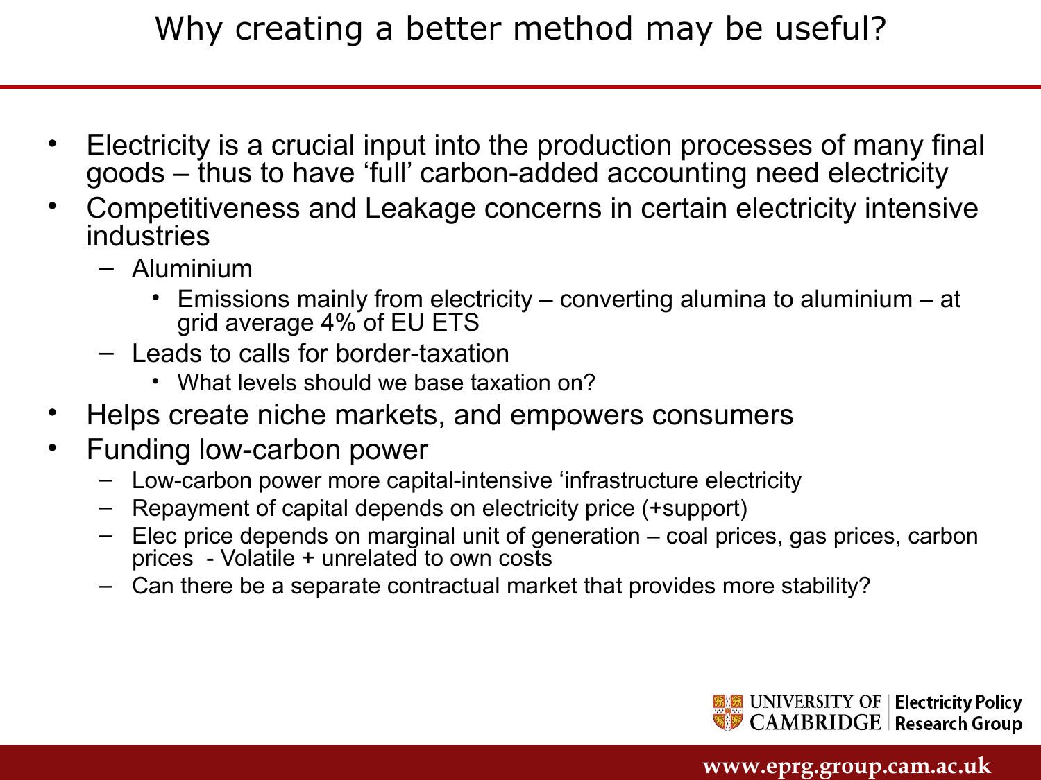# Why creating a better method may be useful?

- Electricity is a crucial input into the production processes of many final goods – thus to have 'full' carbon-added accounting need electricity
- Competitiveness and Leakage concerns in certain electricity intensive industries
  - Aluminium
    - Emissions mainly from electricity – converting alumina to aluminium – at grid average 4% of EU ETS
  - Leads to calls for border-taxation
    - What levels should we base taxation on?
- Helps create niche markets, and empowers consumers
- Funding low-carbon power
  - Low-carbon power more capital-intensive 'infrastructure electricity
  - Repayment of capital depends on electricity price (+support)
  - Elec price depends on marginal unit of generation – coal prices, gas prices, carbon prices - Volatile + unrelated to own costs
  - Can there be a separate contractual market that provides more stability?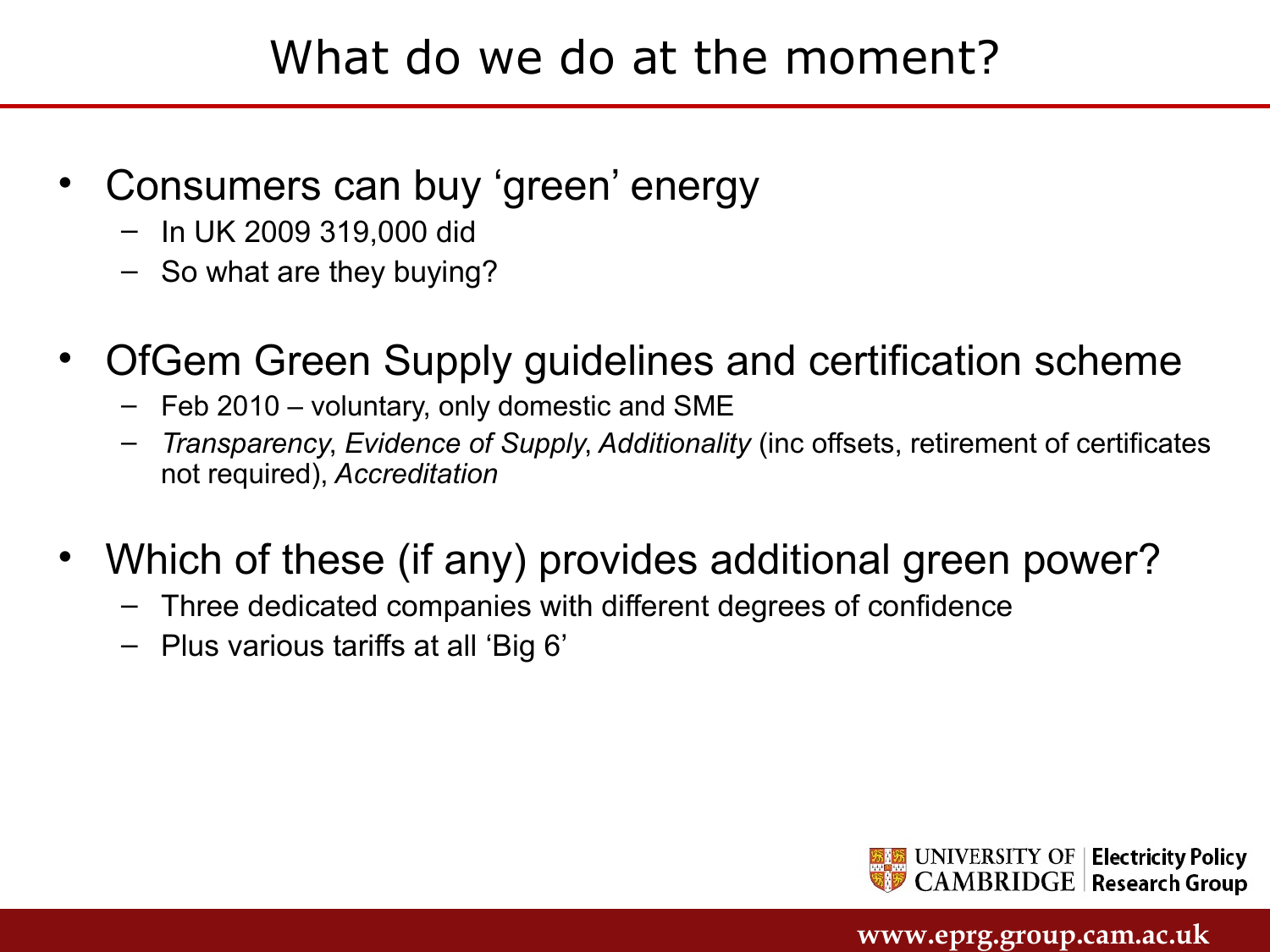# What do we do at the moment?

- Consumers can buy 'green' energy
  - In UK 2009 319,000 did
  - So what are they buying?
- OfGem Green Supply guidelines and certification scheme
  - Feb 2010 – voluntary, only domestic and SME
  - *Transparency*, *Evidence of Supply*, *Additionality* (inc offsets, retirement of certificates not required), *Accreditation*
- Which of these (if any) provides additional green power?
  - Three dedicated companies with different degrees of confidence
  - Plus various tariffs at all 'Big 6'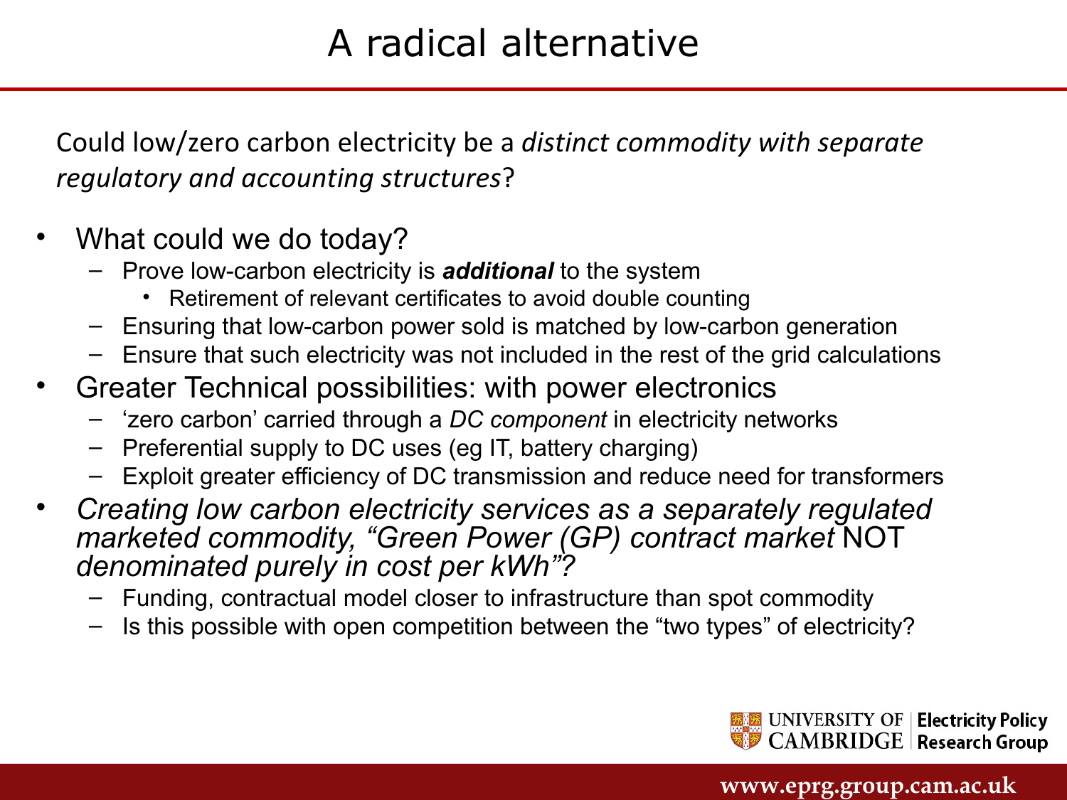# A radical alternative

Could low/zero carbon electricity be a *distinct commodity with separate regulatory and accounting structures*?

- What could we do today?
  - Prove low-carbon electricity is ***additional*** to the system
    - Retirement of relevant certificates to avoid double counting
  - Ensuring that low-carbon power sold is matched by low-carbon generation
  - Ensure that such electricity was not included in the rest of the grid calculations
- Greater Technical possibilities: with power electronics
  - 'zero carbon' carried through a *DC component* in electricity networks
  - Preferential supply to DC uses (eg IT, battery charging)
  - Exploit greater efficiency of DC transmission and reduce need for transformers
- *Creating low carbon electricity services as a separately regulated marketed commodity, "Green Power (GP) contract market* NOT *denominated purely in cost per kWh"?*
  - Funding, contractual model closer to infrastructure than spot commodity
  - Is this possible with open competition between the "two types" of electricity?